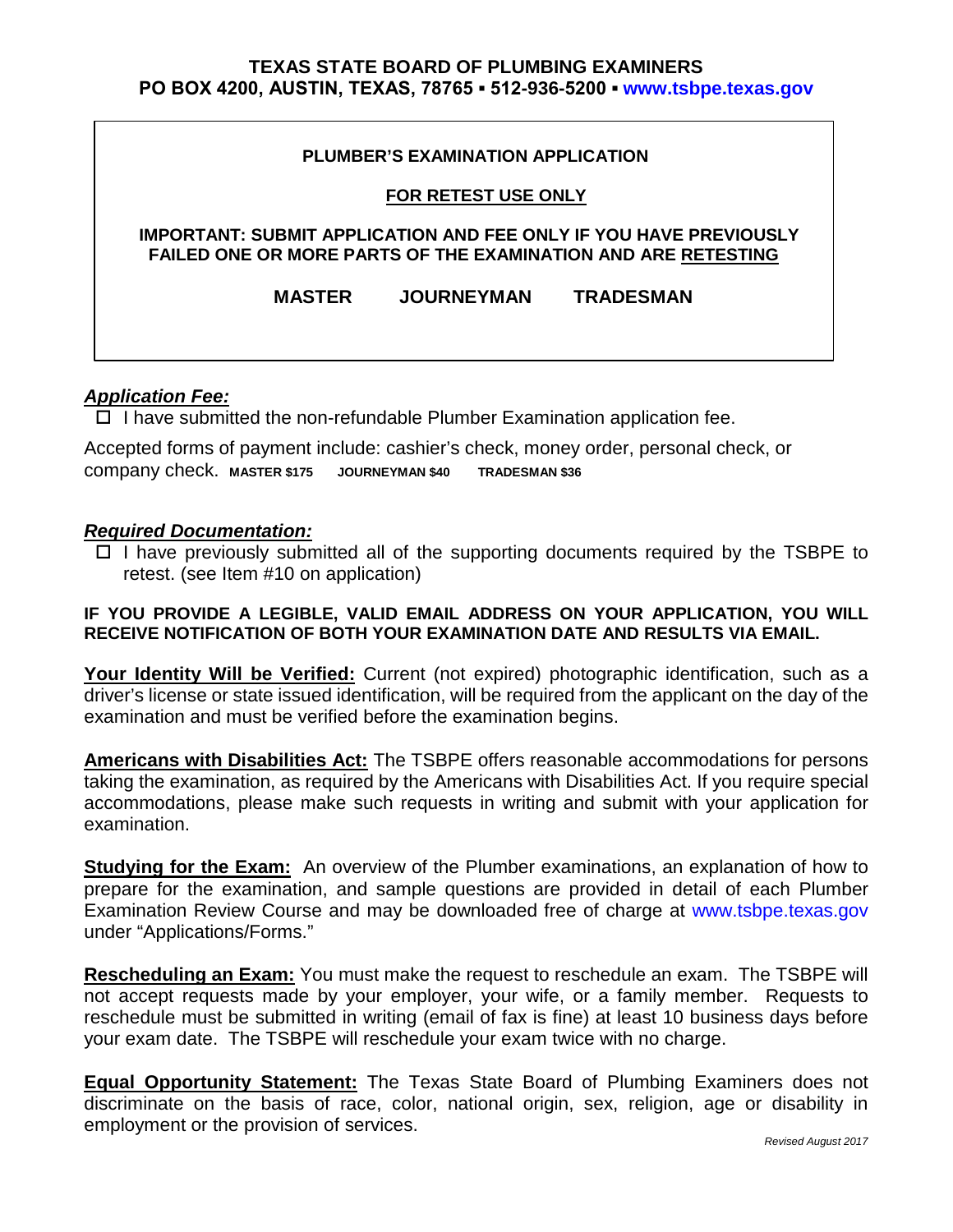**TEXAS STATE BOARD OF PLUMBING EXAMINERS**
**PO BOX 4200, AUSTIN, TEXAS, 78765 ▪ 512-936-5200 ▪ www.tsbpe.texas.gov**

# PLUMBER'S EXAMINATION APPLICATION

## FOR RETEST USE ONLY

**IMPORTANT: SUBMIT APPLICATION AND FEE ONLY IF YOU HAVE PREVIOUSLY FAILED ONE OR MORE PARTS OF THE EXAMINATION AND ARE RETESTING**

**MASTER  JOURNEYMAN  TRADESMAN**

***Application Fee:***

☐ I have submitted the non-refundable Plumber Examination application fee.

Accepted forms of payment include: cashier's check, money order, personal check, or company check. **MASTER $175  JOURNEYMAN $40  TRADESMAN $36**

***Required Documentation:***

☐ I have previously submitted all of the supporting documents required by the TSBPE to retest. (see Item #10 on application)

**IF YOU PROVIDE A LEGIBLE, VALID EMAIL ADDRESS ON YOUR APPLICATION, YOU WILL RECEIVE NOTIFICATION OF BOTH YOUR EXAMINATION DATE AND RESULTS VIA EMAIL.**

**Your Identity Will be Verified:** Current (not expired) photographic identification, such as a driver's license or state issued identification, will be required from the applicant on the day of the examination and must be verified before the examination begins.

**Americans with Disabilities Act:** The TSBPE offers reasonable accommodations for persons taking the examination, as required by the Americans with Disabilities Act. If you require special accommodations, please make such requests in writing and submit with your application for examination.

**Studying for the Exam:** An overview of the Plumber examinations, an explanation of how to prepare for the examination, and sample questions are provided in detail of each Plumber Examination Review Course and may be downloaded free of charge at www.tsbpe.texas.gov under "Applications/Forms."

**Rescheduling an Exam:** You must make the request to reschedule an exam. The TSBPE will not accept requests made by your employer, your wife, or a family member. Requests to reschedule must be submitted in writing (email of fax is fine) at least 10 business days before your exam date. The TSBPE will reschedule your exam twice with no charge.

**Equal Opportunity Statement:** The Texas State Board of Plumbing Examiners does not discriminate on the basis of race, color, national origin, sex, religion, age or disability in employment or the provision of services.

*Revised August 2017*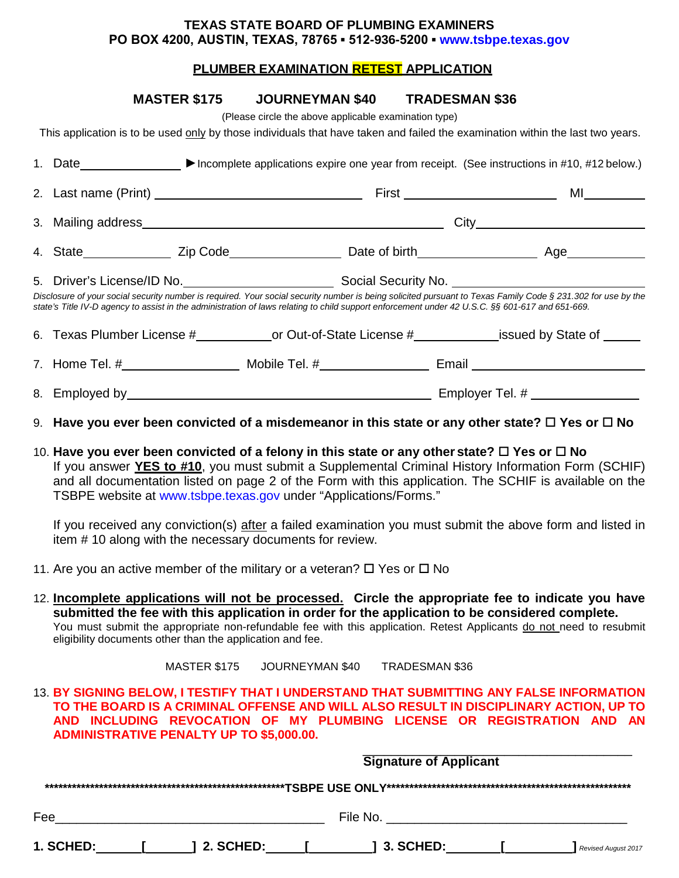# TEXAS STATE BOARD OF PLUMBING EXAMINERS

**PO BOX 4200, AUSTIN, TEXAS, 78765 ▪ 512-936-5200 ▪ www.tsbpe.texas.gov**

## PLUMBER EXAMINATION RETEST APPLICATION

**MASTER $175  JOURNEYMAN $40  TRADESMAN $36**

(Please circle the above applicable examination type)

This application is to be used only by those individuals that have taken and failed the examination within the last two years.

1. Date_______________ ►Incomplete applications expire one year from receipt. (See instructions in #10, #12 below.)
2. Last name (Print) ______________________________ First ______________________ MI________
3. Mailing address____________________________________________ City________________________
4. State_____________ Zip Code________________ Date of birth________________ Age___________
5. Driver's License/ID No.______________________ Social Security No. __________________________

*Disclosure of your social security number is required. Your social security number is being solicited pursuant to Texas Family Code § 231.302 for use by the state's Title IV-D agency to assist in the administration of laws relating to child support enforcement under 42 U.S.C. §§ 601-617 and 651-669.*

6. Texas Plumber License #___________or Out-of-State License #____________issued by State of _____
7. Home Tel. #________________ Mobile Tel. #_______________ Email ________________________
8. Employed by____________________________________________ Employer Tel. # _______________
9. **Have you ever been convicted of a misdemeanor in this state or any other state? ☐ Yes or ☐ No**
10. **Have you ever been convicted of a felony in this state or any other state? ☐ Yes or ☐ No**
    If you answer **YES to #10**, you must submit a Supplemental Criminal History Information Form (SCHIF) and all documentation listed on page 2 of the Form with this application. The SCHIF is available on the TSBPE website at www.tsbpe.texas.gov under "Applications/Forms."

    If you received any conviction(s) after a failed examination you must submit the above form and listed in item # 10 along with the necessary documents for review.
11. Are you an active member of the military or a veteran? ☐ Yes or ☐ No
12. **Incomplete applications will not be processed. Circle the appropriate fee to indicate you have submitted the fee with this application in order for the application to be considered complete.**
    You must submit the appropriate non-refundable fee with this application. Retest Applicants do not need to resubmit eligibility documents other than the application and fee.

    MASTER $175  JOURNEYMAN $40  TRADESMAN $36
13. **BY SIGNING BELOW, I TESTIFY THAT I UNDERSTAND THAT SUBMITTING ANY FALSE INFORMATION TO THE BOARD IS A CRIMINAL OFFENSE AND WILL ALSO RESULT IN DISCIPLINARY ACTION, UP TO AND INCLUDING REVOCATION OF MY PLUMBING LICENSE OR REGISTRATION AND AN ADMINISTRATIVE PENALTY UP TO $5,000.00.**

_______________________________________

**Signature of Applicant**

**********************************************************TSBPE USE ONLY**********************************************************

Fee_____________________________________ File No. ___________________________________

**1. SCHED:______[______] 2. SCHED:_____[_________] 3. SCHED:_______[_________]** *Revised August 2017*